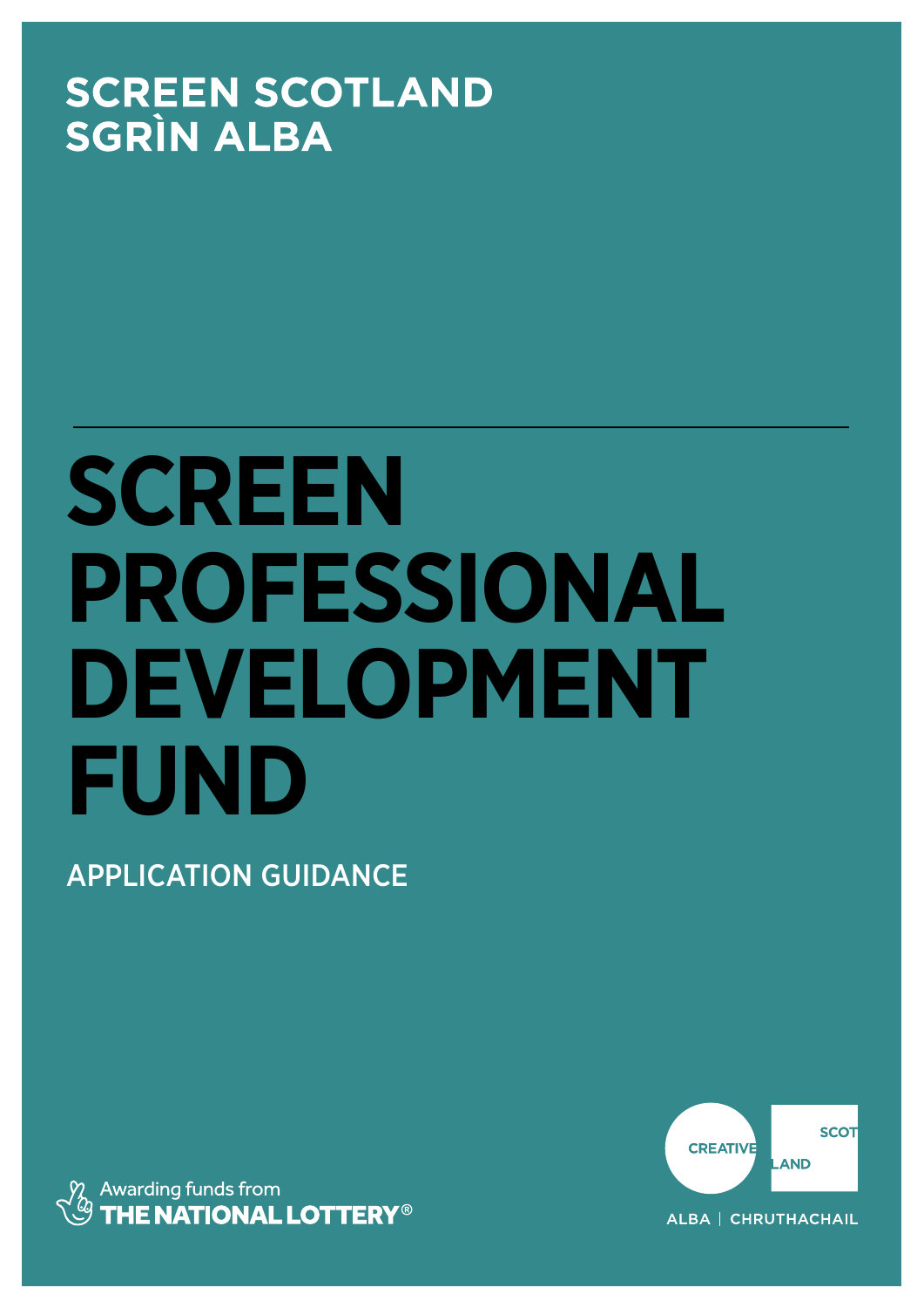SCREEN SCOTLAND
SGRÌN ALBA

# SCREEN PROFESSIONAL DEVELOPMENT FUND

APPLICATION GUIDANCE

Awarding funds from
THE NATIONAL LOTTERY®

CREATIVE SCOTLAND
ALBA | CHRUTHACHAIL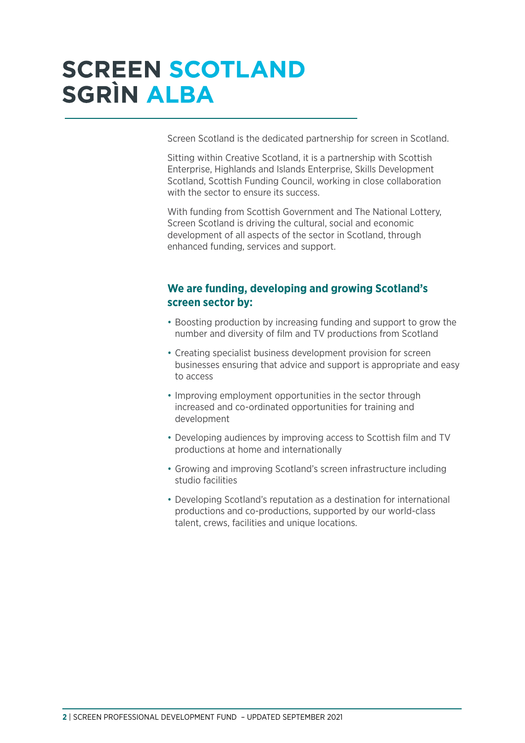# SCREEN SCOTLAND SGRÌN ALBA

Screen Scotland is the dedicated partnership for screen in Scotland.

Sitting within Creative Scotland, it is a partnership with Scottish Enterprise, Highlands and Islands Enterprise, Skills Development Scotland, Scottish Funding Council, working in close collaboration with the sector to ensure its success.

With funding from Scottish Government and The National Lottery, Screen Scotland is driving the cultural, social and economic development of all aspects of the sector in Scotland, through enhanced funding, services and support.

### We are funding, developing and growing Scotland's screen sector by:

- Boosting production by increasing funding and support to grow the number and diversity of film and TV productions from Scotland
- Creating specialist business development provision for screen businesses ensuring that advice and support is appropriate and easy to access
- Improving employment opportunities in the sector through increased and co-ordinated opportunities for training and development
- Developing audiences by improving access to Scottish film and TV productions at home and internationally
- Growing and improving Scotland's screen infrastructure including studio facilities
- Developing Scotland's reputation as a destination for international productions and co-productions, supported by our world-class talent, crews, facilities and unique locations.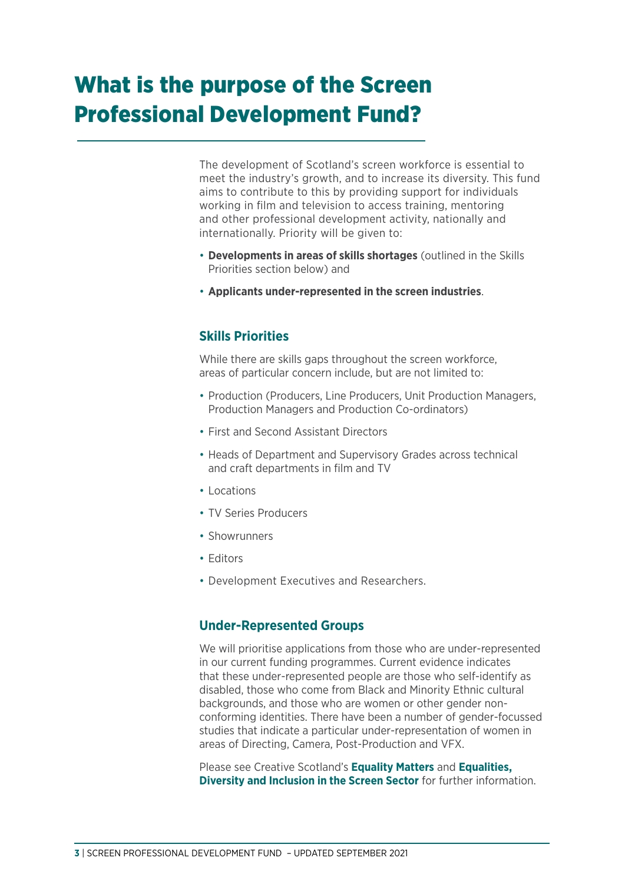# What is the purpose of the Screen Professional Development Fund?

The development of Scotland's screen workforce is essential to meet the industry's growth, and to increase its diversity. This fund aims to contribute to this by providing support for individuals working in film and television to access training, mentoring and other professional development activity, nationally and internationally. Priority will be given to:

- **Developments in areas of skills shortages** (outlined in the Skills Priorities section below) and
- **Applicants under-represented in the screen industries**.

## Skills Priorities

While there are skills gaps throughout the screen workforce, areas of particular concern include, but are not limited to:

- Production (Producers, Line Producers, Unit Production Managers, Production Managers and Production Co-ordinators)
- First and Second Assistant Directors
- Heads of Department and Supervisory Grades across technical and craft departments in film and TV
- Locations
- TV Series Producers
- Showrunners
- Editors
- Development Executives and Researchers.

## Under-Represented Groups

We will prioritise applications from those who are under-represented in our current funding programmes. Current evidence indicates that these under-represented people are those who self-identify as disabled, those who come from Black and Minority Ethnic cultural backgrounds, and those who are women or other gender non-conforming identities. There have been a number of gender-focussed studies that indicate a particular under-representation of women in areas of Directing, Camera, Post-Production and VFX.

Please see Creative Scotland's **Equality Matters** and **Equalities, Diversity and Inclusion in the Screen Sector** for further information.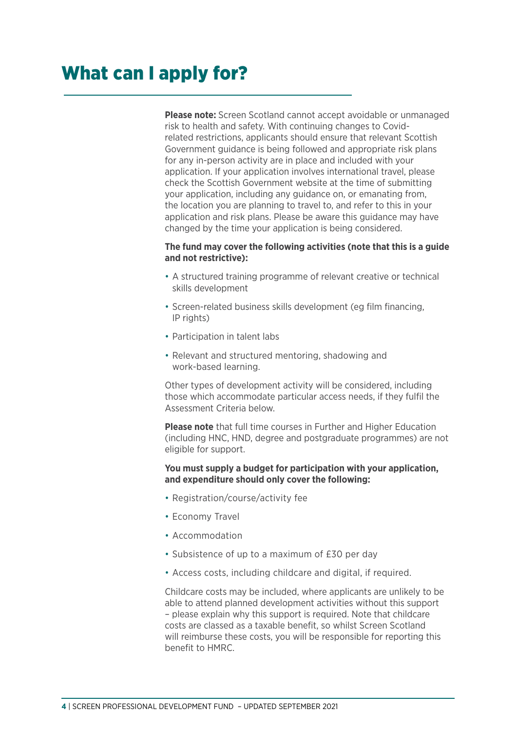# What can I apply for?

**Please note:** Screen Scotland cannot accept avoidable or unmanaged risk to health and safety. With continuing changes to Covid-related restrictions, applicants should ensure that relevant Scottish Government guidance is being followed and appropriate risk plans for any in-person activity are in place and included with your application. If your application involves international travel, please check the Scottish Government website at the time of submitting your application, including any guidance on, or emanating from, the location you are planning to travel to, and refer to this in your application and risk plans. Please be aware this guidance may have changed by the time your application is being considered.

**The fund may cover the following activities (note that this is a guide and not restrictive):**

- A structured training programme of relevant creative or technical skills development
- Screen-related business skills development (eg film financing, IP rights)
- Participation in talent labs
- Relevant and structured mentoring, shadowing and work-based learning.

Other types of development activity will be considered, including those which accommodate particular access needs, if they fulfil the Assessment Criteria below.

**Please note** that full time courses in Further and Higher Education (including HNC, HND, degree and postgraduate programmes) are not eligible for support.

**You must supply a budget for participation with your application, and expenditure should only cover the following:**

- Registration/course/activity fee
- Economy Travel
- Accommodation
- Subsistence of up to a maximum of £30 per day
- Access costs, including childcare and digital, if required.

Childcare costs may be included, where applicants are unlikely to be able to attend planned development activities without this support – please explain why this support is required. Note that childcare costs are classed as a taxable benefit, so whilst Screen Scotland will reimburse these costs, you will be responsible for reporting this benefit to HMRC.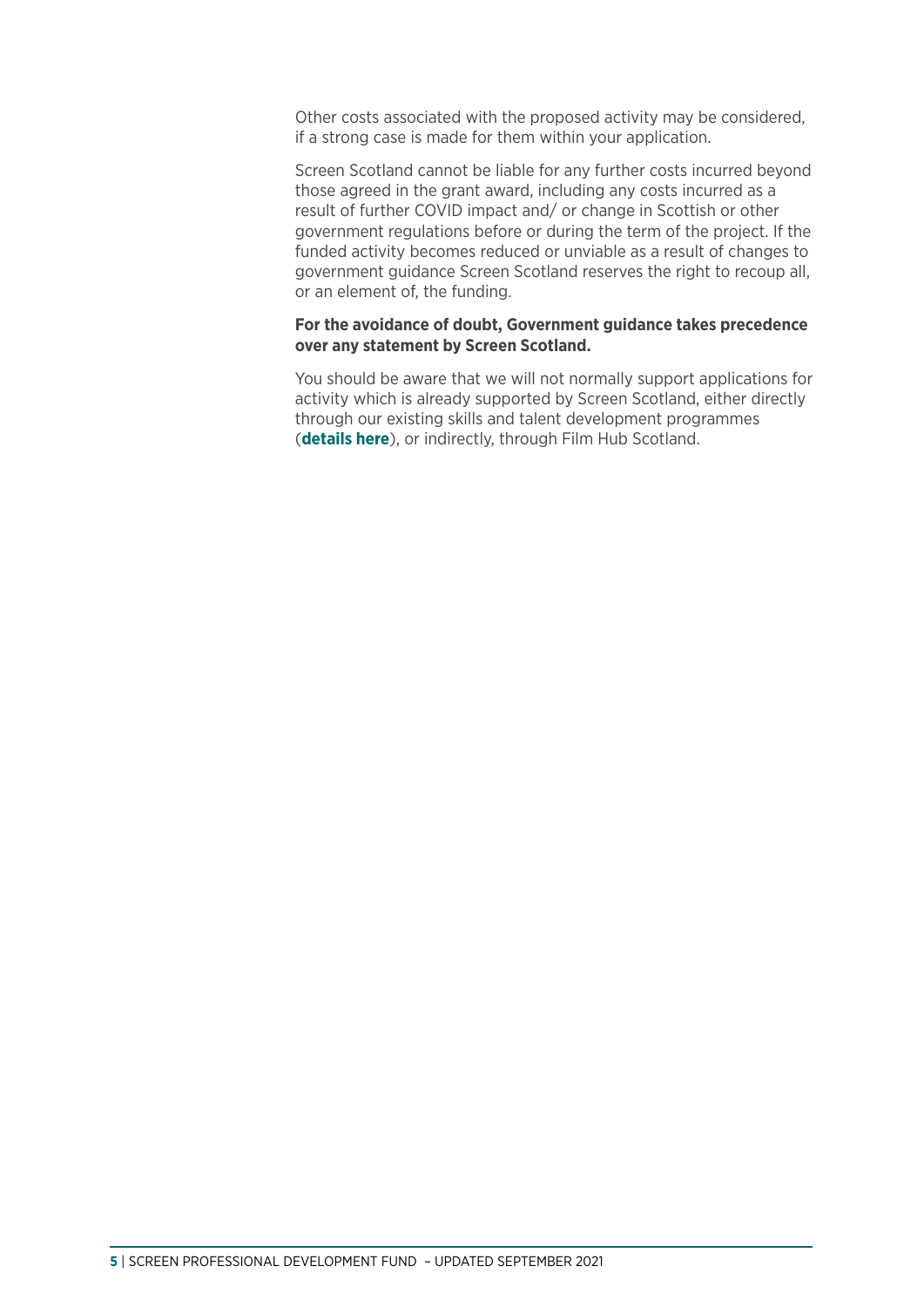Other costs associated with the proposed activity may be considered, if a strong case is made for them within your application.

Screen Scotland cannot be liable for any further costs incurred beyond those agreed in the grant award, including any costs incurred as a result of further COVID impact and/ or change in Scottish or other government regulations before or during the term of the project. If the funded activity becomes reduced or unviable as a result of changes to government guidance Screen Scotland reserves the right to recoup all, or an element of, the funding.

**For the avoidance of doubt, Government guidance takes precedence over any statement by Screen Scotland.**

You should be aware that we will not normally support applications for activity which is already supported by Screen Scotland, either directly through our existing skills and talent development programmes (**details here**), or indirectly, through Film Hub Scotland.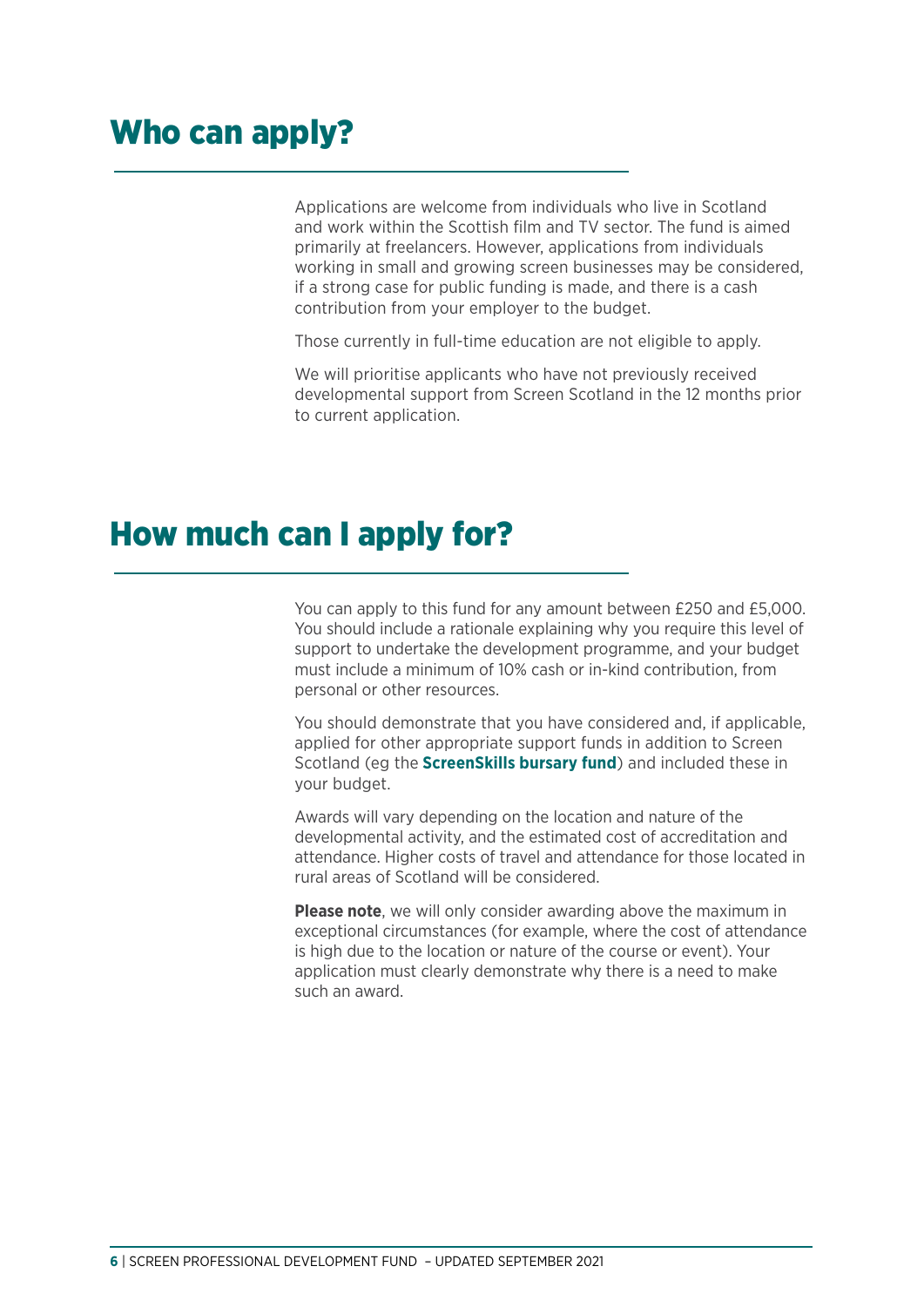## Who can apply?

Applications are welcome from individuals who live in Scotland and work within the Scottish film and TV sector. The fund is aimed primarily at freelancers. However, applications from individuals working in small and growing screen businesses may be considered, if a strong case for public funding is made, and there is a cash contribution from your employer to the budget.

Those currently in full-time education are not eligible to apply.

We will prioritise applicants who have not previously received developmental support from Screen Scotland in the 12 months prior to current application.

## How much can I apply for?

You can apply to this fund for any amount between £250 and £5,000. You should include a rationale explaining why you require this level of support to undertake the development programme, and your budget must include a minimum of 10% cash or in-kind contribution, from personal or other resources.

You should demonstrate that you have considered and, if applicable, applied for other appropriate support funds in addition to Screen Scotland (eg the **ScreenSkills bursary fund**) and included these in your budget.

Awards will vary depending on the location and nature of the developmental activity, and the estimated cost of accreditation and attendance. Higher costs of travel and attendance for those located in rural areas of Scotland will be considered.

**Please note**, we will only consider awarding above the maximum in exceptional circumstances (for example, where the cost of attendance is high due to the location or nature of the course or event). Your application must clearly demonstrate why there is a need to make such an award.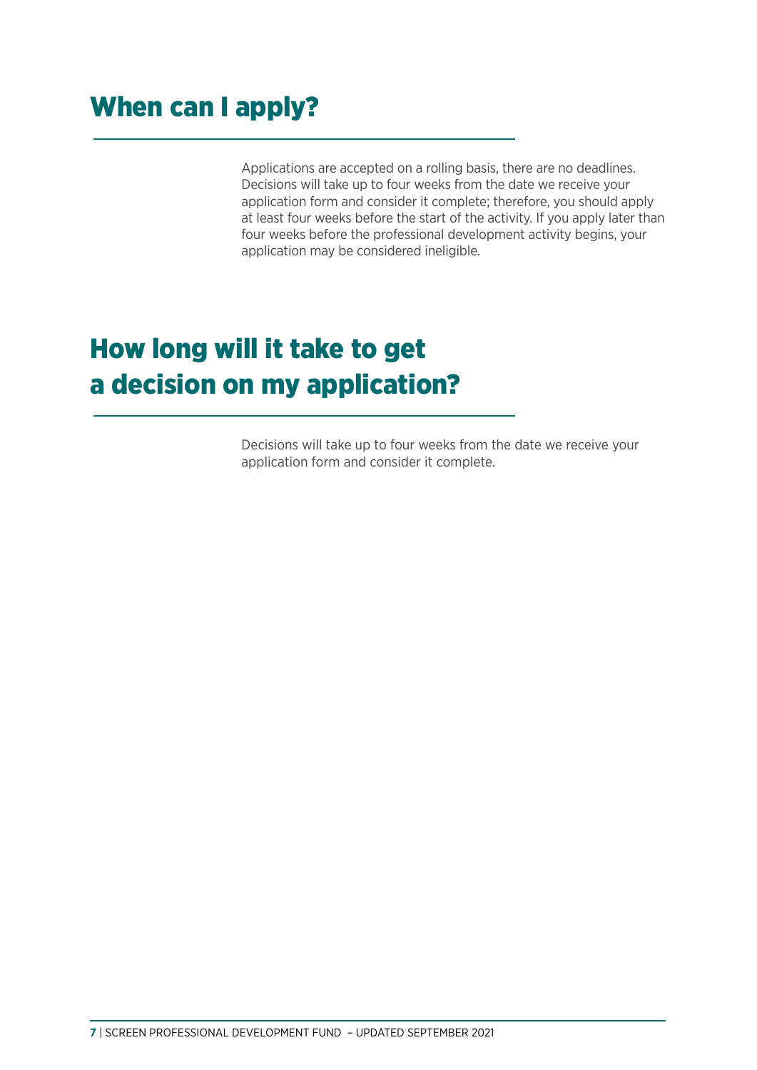## When can I apply?

Applications are accepted on a rolling basis, there are no deadlines. Decisions will take up to four weeks from the date we receive your application form and consider it complete; therefore, you should apply at least four weeks before the start of the activity. If you apply later than four weeks before the professional development activity begins, your application may be considered ineligible.

## How long will it take to get a decision on my application?

Decisions will take up to four weeks from the date we receive your application form and consider it complete.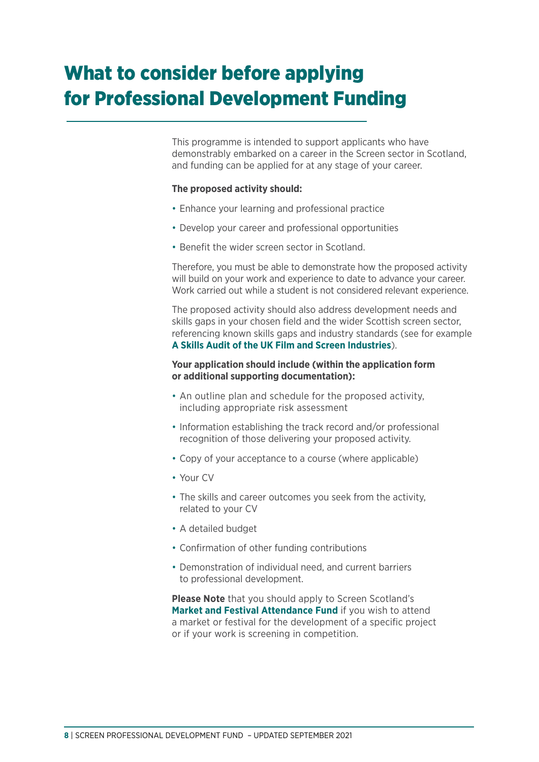# What to consider before applying for Professional Development Funding

This programme is intended to support applicants who have demonstrably embarked on a career in the Screen sector in Scotland, and funding can be applied for at any stage of your career.

**The proposed activity should:**

- Enhance your learning and professional practice
- Develop your career and professional opportunities
- Benefit the wider screen sector in Scotland.

Therefore, you must be able to demonstrate how the proposed activity will build on your work and experience to date to advance your career. Work carried out while a student is not considered relevant experience.

The proposed activity should also address development needs and skills gaps in your chosen field and the wider Scottish screen sector, referencing known skills gaps and industry standards (see for example **A Skills Audit of the UK Film and Screen Industries**).

**Your application should include (within the application form or additional supporting documentation):**

- An outline plan and schedule for the proposed activity, including appropriate risk assessment
- Information establishing the track record and/or professional recognition of those delivering your proposed activity.
- Copy of your acceptance to a course (where applicable)
- Your CV
- The skills and career outcomes you seek from the activity, related to your CV
- A detailed budget
- Confirmation of other funding contributions
- Demonstration of individual need, and current barriers to professional development.

**Please Note** that you should apply to Screen Scotland's **Market and Festival Attendance Fund** if you wish to attend a market or festival for the development of a specific project or if your work is screening in competition.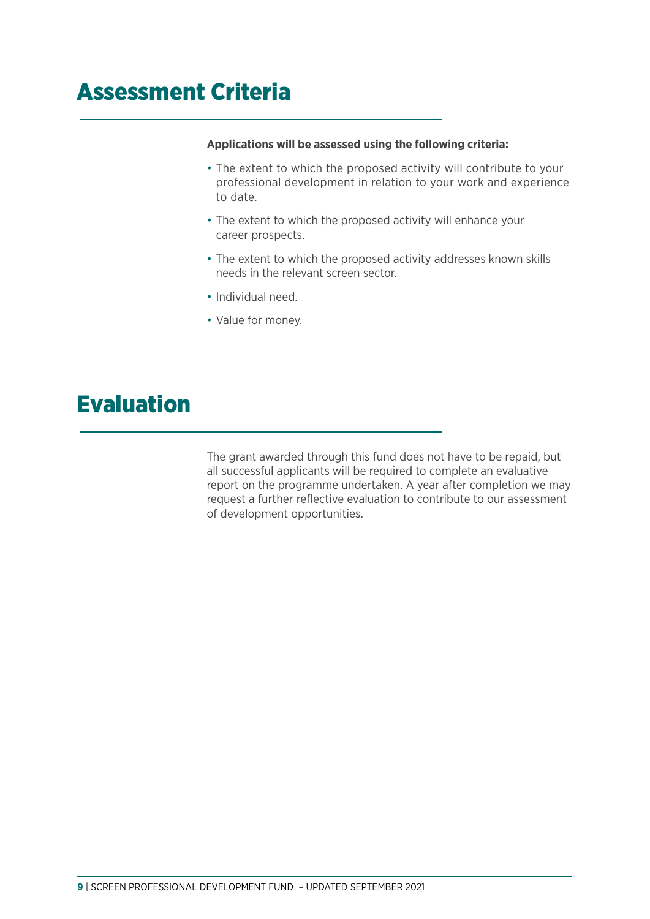# Assessment Criteria

**Applications will be assessed using the following criteria:**

- The extent to which the proposed activity will contribute to your professional development in relation to your work and experience to date.
- The extent to which the proposed activity will enhance your career prospects.
- The extent to which the proposed activity addresses known skills needs in the relevant screen sector.
- Individual need.
- Value for money.

# Evaluation

The grant awarded through this fund does not have to be repaid, but all successful applicants will be required to complete an evaluative report on the programme undertaken. A year after completion we may request a further reflective evaluation to contribute to our assessment of development opportunities.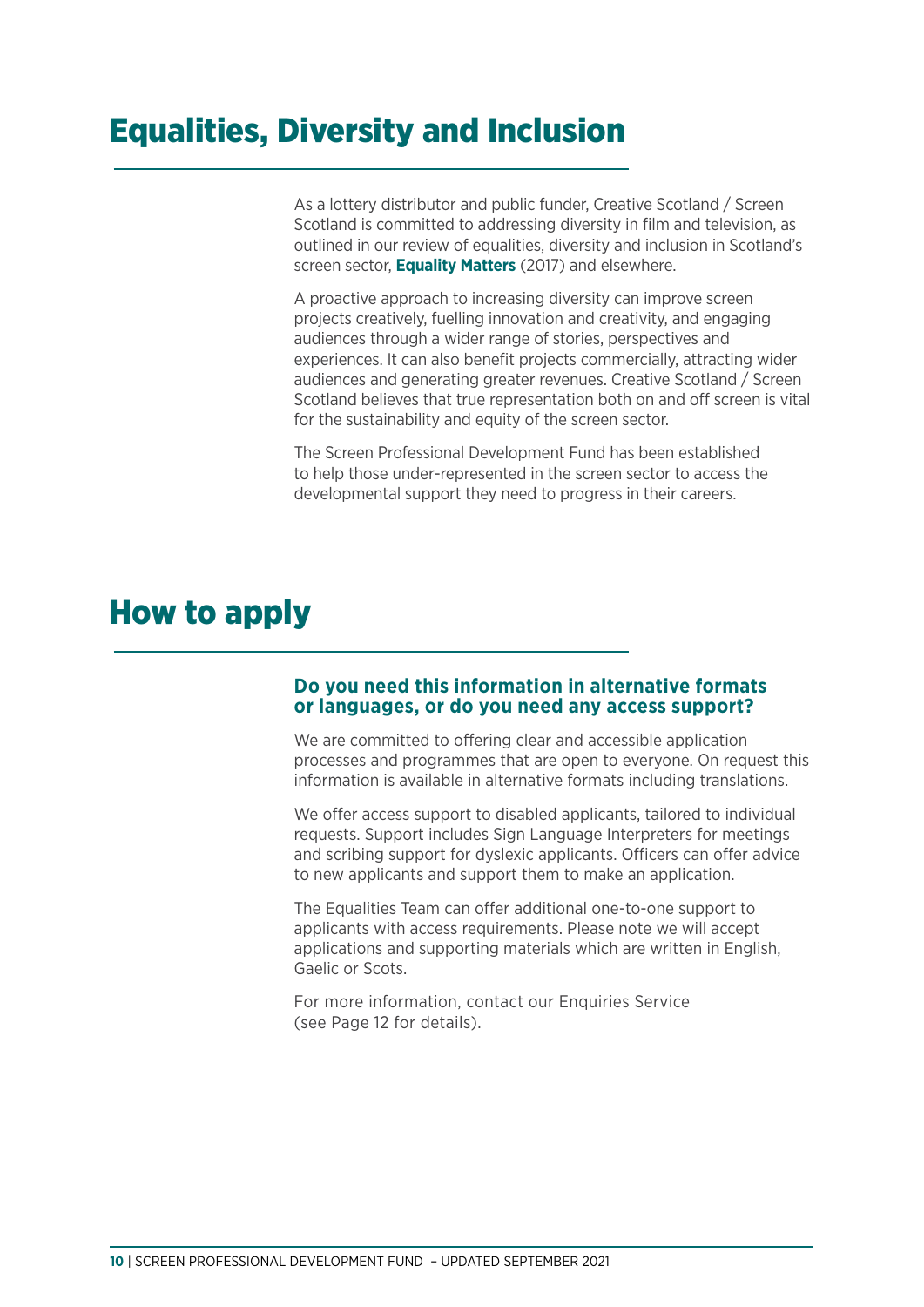# Equalities, Diversity and Inclusion

As a lottery distributor and public funder, Creative Scotland / Screen Scotland is committed to addressing diversity in film and television, as outlined in our review of equalities, diversity and inclusion in Scotland's screen sector, **Equality Matters** (2017) and elsewhere.

A proactive approach to increasing diversity can improve screen projects creatively, fuelling innovation and creativity, and engaging audiences through a wider range of stories, perspectives and experiences. It can also benefit projects commercially, attracting wider audiences and generating greater revenues. Creative Scotland / Screen Scotland believes that true representation both on and off screen is vital for the sustainability and equity of the screen sector.

The Screen Professional Development Fund has been established to help those under-represented in the screen sector to access the developmental support they need to progress in their careers.

# How to apply

### Do you need this information in alternative formats or languages, or do you need any access support?

We are committed to offering clear and accessible application processes and programmes that are open to everyone. On request this information is available in alternative formats including translations.

We offer access support to disabled applicants, tailored to individual requests. Support includes Sign Language Interpreters for meetings and scribing support for dyslexic applicants. Officers can offer advice to new applicants and support them to make an application.

The Equalities Team can offer additional one-to-one support to applicants with access requirements. Please note we will accept applications and supporting materials which are written in English, Gaelic or Scots.

For more information, contact our Enquiries Service (see Page 12 for details).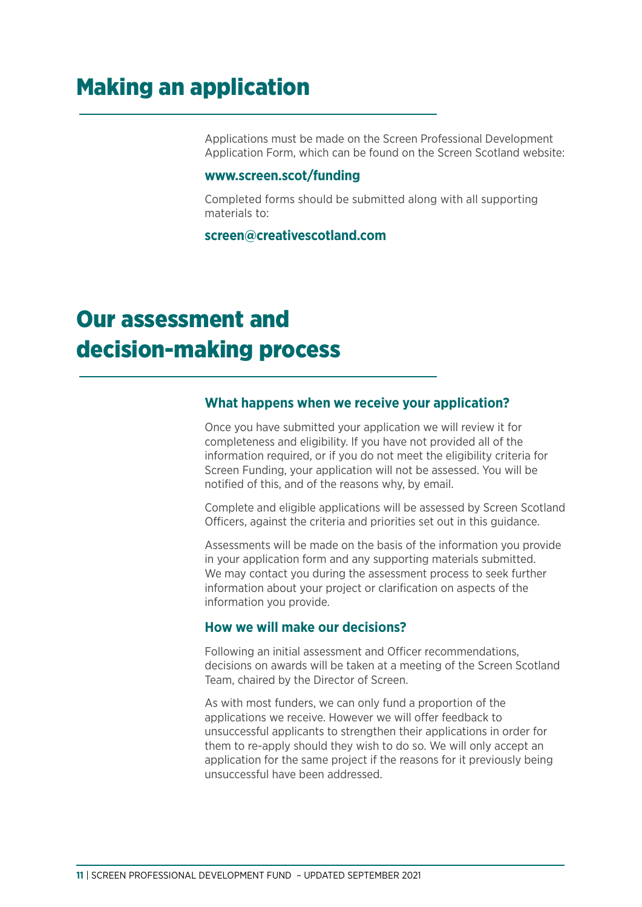# Making an application

Applications must be made on the Screen Professional Development Application Form, which can be found on the Screen Scotland website:

**www.screen.scot/funding**

Completed forms should be submitted along with all supporting materials to:

**screen@creativescotland.com**

# Our assessment and decision-making process

### What happens when we receive your application?

Once you have submitted your application we will review it for completeness and eligibility. If you have not provided all of the information required, or if you do not meet the eligibility criteria for Screen Funding, your application will not be assessed. You will be notified of this, and of the reasons why, by email.

Complete and eligible applications will be assessed by Screen Scotland Officers, against the criteria and priorities set out in this guidance.

Assessments will be made on the basis of the information you provide in your application form and any supporting materials submitted. We may contact you during the assessment process to seek further information about your project or clarification on aspects of the information you provide.

### How we will make our decisions?

Following an initial assessment and Officer recommendations, decisions on awards will be taken at a meeting of the Screen Scotland Team, chaired by the Director of Screen.

As with most funders, we can only fund a proportion of the applications we receive. However we will offer feedback to unsuccessful applicants to strengthen their applications in order for them to re-apply should they wish to do so. We will only accept an application for the same project if the reasons for it previously being unsuccessful have been addressed.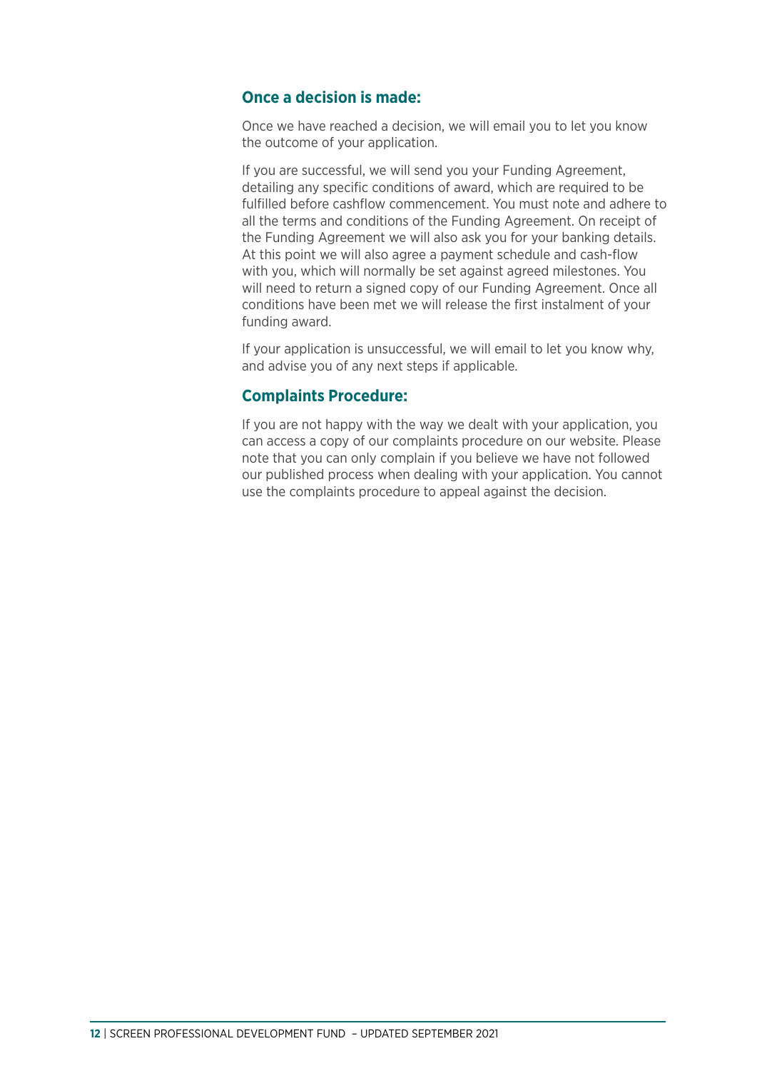### Once a decision is made:

Once we have reached a decision, we will email you to let you know the outcome of your application.

If you are successful, we will send you your Funding Agreement, detailing any specific conditions of award, which are required to be fulfilled before cashflow commencement. You must note and adhere to all the terms and conditions of the Funding Agreement. On receipt of the Funding Agreement we will also ask you for your banking details. At this point we will also agree a payment schedule and cash-flow with you, which will normally be set against agreed milestones. You will need to return a signed copy of our Funding Agreement. Once all conditions have been met we will release the first instalment of your funding award.

If your application is unsuccessful, we will email to let you know why, and advise you of any next steps if applicable.

### Complaints Procedure:

If you are not happy with the way we dealt with your application, you can access a copy of our complaints procedure on our website. Please note that you can only complain if you believe we have not followed our published process when dealing with your application. You cannot use the complaints procedure to appeal against the decision.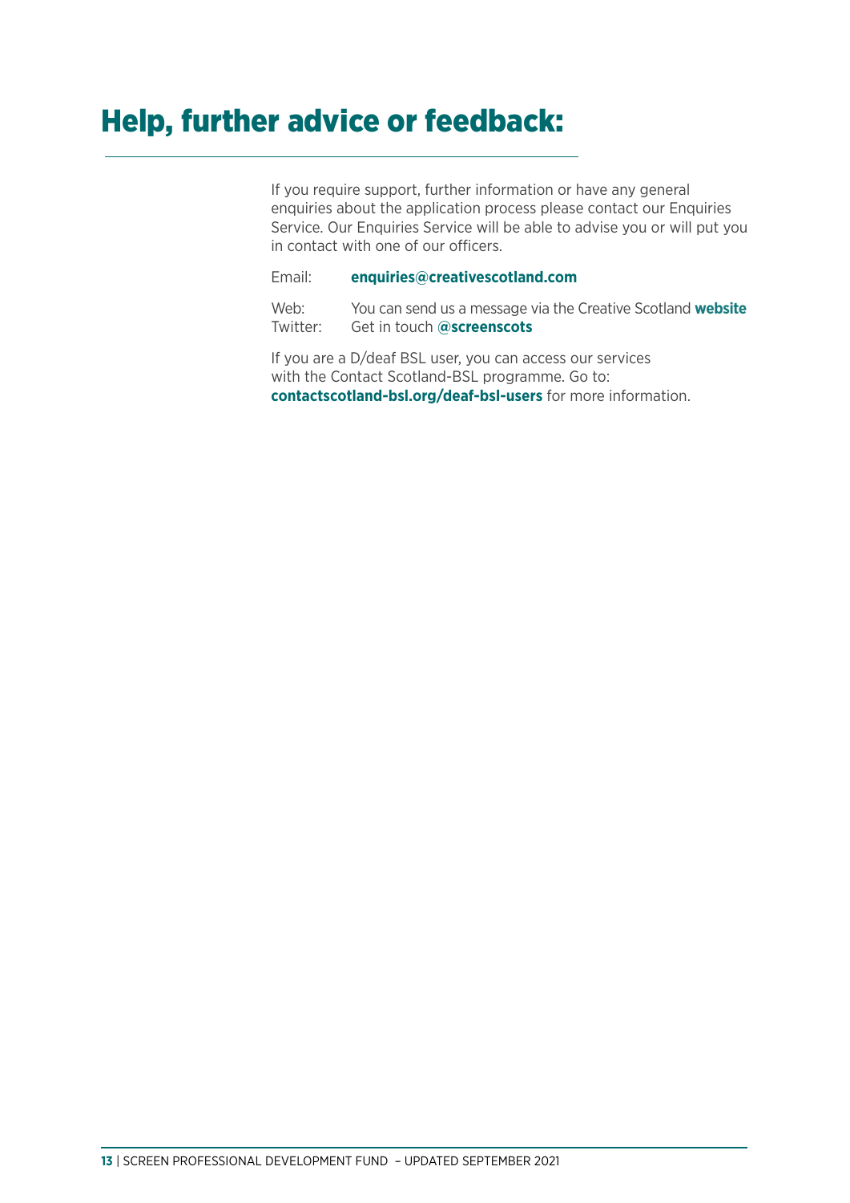# Help, further advice or feedback:

If you require support, further information or have any general enquiries about the application process please contact our Enquiries Service. Our Enquiries Service will be able to advise you or will put you in contact with one of our officers.

Email: **enquiries@creativescotland.com**

Web: You can send us a message via the Creative Scotland **website**
Twitter: Get in touch **@screenscots**

If you are a D/deaf BSL user, you can access our services with the Contact Scotland-BSL programme. Go to: **contactscotland-bsl.org/deaf-bsl-users** for more information.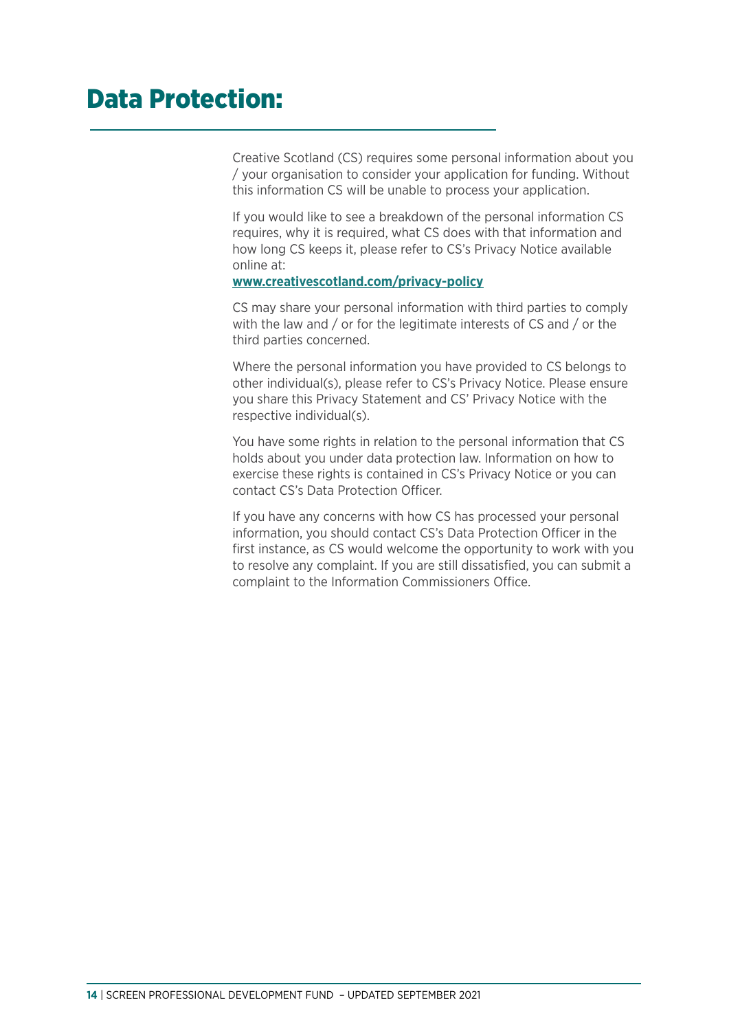# Data Protection:

Creative Scotland (CS) requires some personal information about you / your organisation to consider your application for funding. Without this information CS will be unable to process your application.

If you would like to see a breakdown of the personal information CS requires, why it is required, what CS does with that information and how long CS keeps it, please refer to CS's Privacy Notice available online at:
**www.creativescotland.com/privacy-policy**

CS may share your personal information with third parties to comply with the law and / or for the legitimate interests of CS and / or the third parties concerned.

Where the personal information you have provided to CS belongs to other individual(s), please refer to CS's Privacy Notice. Please ensure you share this Privacy Statement and CS' Privacy Notice with the respective individual(s).

You have some rights in relation to the personal information that CS holds about you under data protection law. Information on how to exercise these rights is contained in CS's Privacy Notice or you can contact CS's Data Protection Officer.

If you have any concerns with how CS has processed your personal information, you should contact CS's Data Protection Officer in the first instance, as CS would welcome the opportunity to work with you to resolve any complaint. If you are still dissatisfied, you can submit a complaint to the Information Commissioners Office.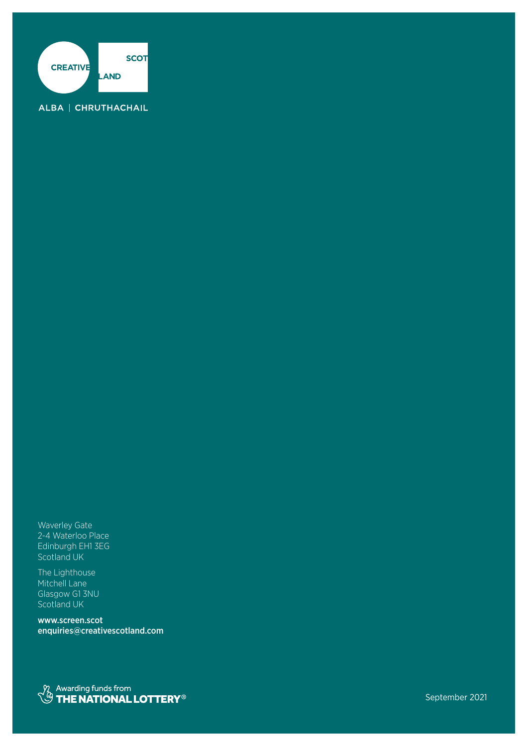CREATIVE SCOTLAND

ALBA | CHRUTHACHAIL

Waverley Gate
2-4 Waterloo Place
Edinburgh EH1 3EG
Scotland UK

The Lighthouse
Mitchell Lane
Glasgow G1 3NU
Scotland UK

**www.screen.scot**
**enquiries@creativescotland.com**

Awarding funds from
**THE NATIONAL LOTTERY®**

September 2021